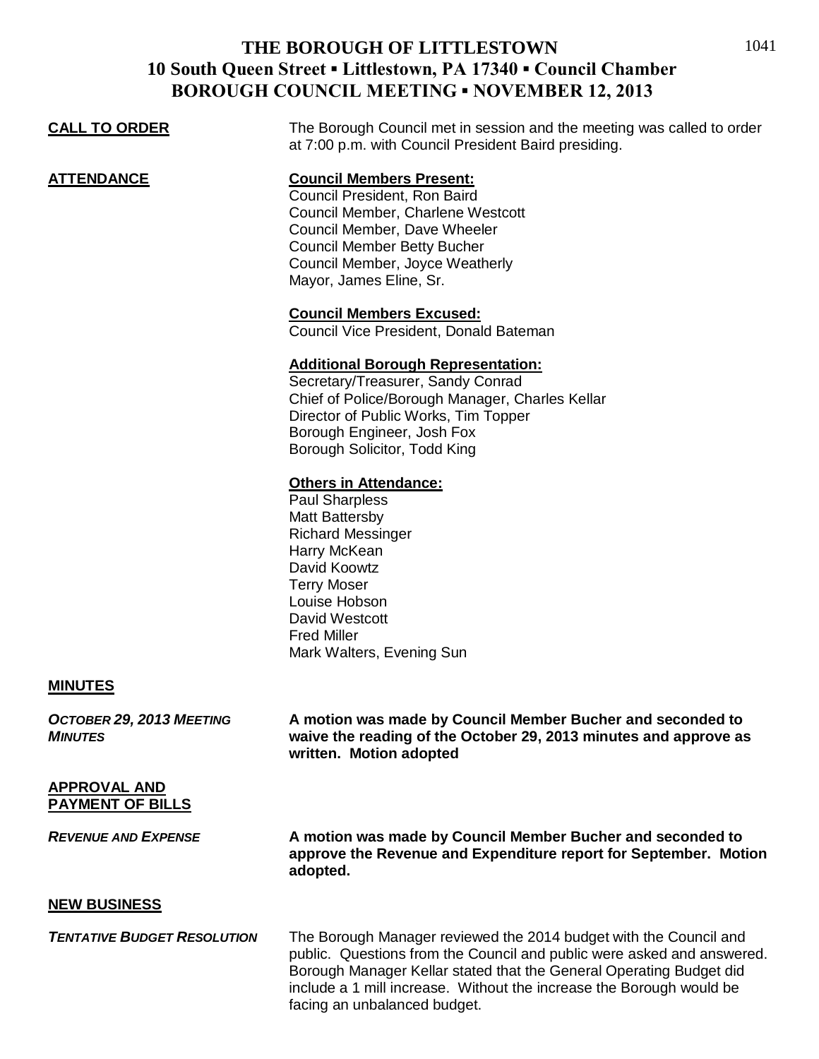# THE BOROUGH OF LITTLESTOWN
## 10 South Queen Street ▪ Littlestown, PA 17340 ▪ Council Chamber
## BOROUGH COUNCIL MEETING ▪ NOVEMBER 12, 2013

**CALL TO ORDER**

The Borough Council met in session and the meeting was called to order at 7:00 p.m. with Council President Baird presiding.

**ATTENDANCE**

**Council Members Present:**
Council President, Ron Baird
Council Member, Charlene Westcott
Council Member, Dave Wheeler
Council Member Betty Bucher
Council Member, Joyce Weatherly
Mayor, James Eline, Sr.

**Council Members Excused:**
Council Vice President, Donald Bateman

**Additional Borough Representation:**
Secretary/Treasurer, Sandy Conrad
Chief of Police/Borough Manager, Charles Kellar
Director of Public Works, Tim Topper
Borough Engineer, Josh Fox
Borough Solicitor, Todd King

**Others in Attendance:**
Paul Sharpless
Matt Battersby
Richard Messinger
Harry McKean
David Koowtz
Terry Moser
Louise Hobson
David Westcott
Fred Miller
Mark Walters, Evening Sun

**MINUTES**

***OCTOBER 29, 2013 MEETING MINUTES***

**A motion was made by Council Member Bucher and seconded to waive the reading of the October 29, 2013 minutes and approve as written. Motion adopted**

**APPROVAL AND PAYMENT OF BILLS**

***REVENUE AND EXPENSE***

**A motion was made by Council Member Bucher and seconded to approve the Revenue and Expenditure report for September. Motion adopted.**

**NEW BUSINESS**

***TENTATIVE BUDGET RESOLUTION***

The Borough Manager reviewed the 2014 budget with the Council and public. Questions from the Council and public were asked and answered. Borough Manager Kellar stated that the General Operating Budget did include a 1 mill increase. Without the increase the Borough would be facing an unbalanced budget.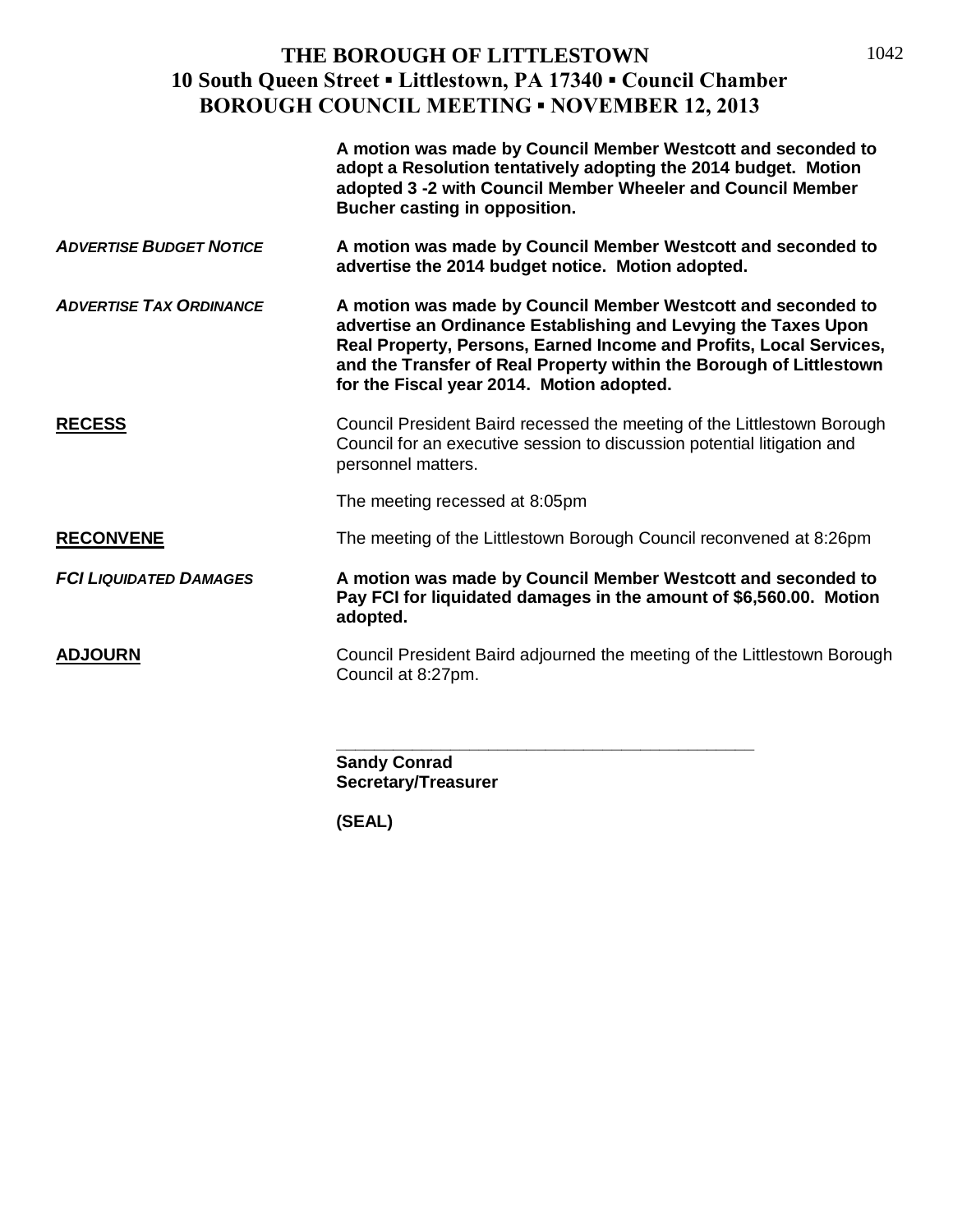**A motion was made by Council Member Westcott and seconded to adopt a Resolution tentatively adopting the 2014 budget. Motion adopted 3 -2 with Council Member Wheeler and Council Member Bucher casting in opposition.**

***ADVERTISE BUDGET NOTICE*** **A motion was made by Council Member Westcott and seconded to advertise the 2014 budget notice. Motion adopted.**

***ADVERTISE TAX ORDINANCE*** **A motion was made by Council Member Westcott and seconded to advertise an Ordinance Establishing and Levying the Taxes Upon Real Property, Persons, Earned Income and Profits, Local Services, and the Transfer of Real Property within the Borough of Littlestown for the Fiscal year 2014. Motion adopted.**

**RECESS** Council President Baird recessed the meeting of the Littlestown Borough Council for an executive session to discussion potential litigation and personnel matters.

The meeting recessed at 8:05pm

**RECONVENE** The meeting of the Littlestown Borough Council reconvened at 8:26pm

***FCI LIQUIDATED DAMAGES*** **A motion was made by Council Member Westcott and seconded to Pay FCI for liquidated damages in the amount of $6,560.00. Motion adopted.**

**ADJOURN** Council President Baird adjourned the meeting of the Littlestown Borough Council at 8:27pm.

\_\_\_\_\_\_\_\_\_\_\_\_\_\_\_\_\_\_\_\_\_\_\_\_\_\_\_\_\_\_\_\_\_\_\_\_\_\_\_\_

**Sandy Conrad**
**Secretary/Treasurer**

**(SEAL)**